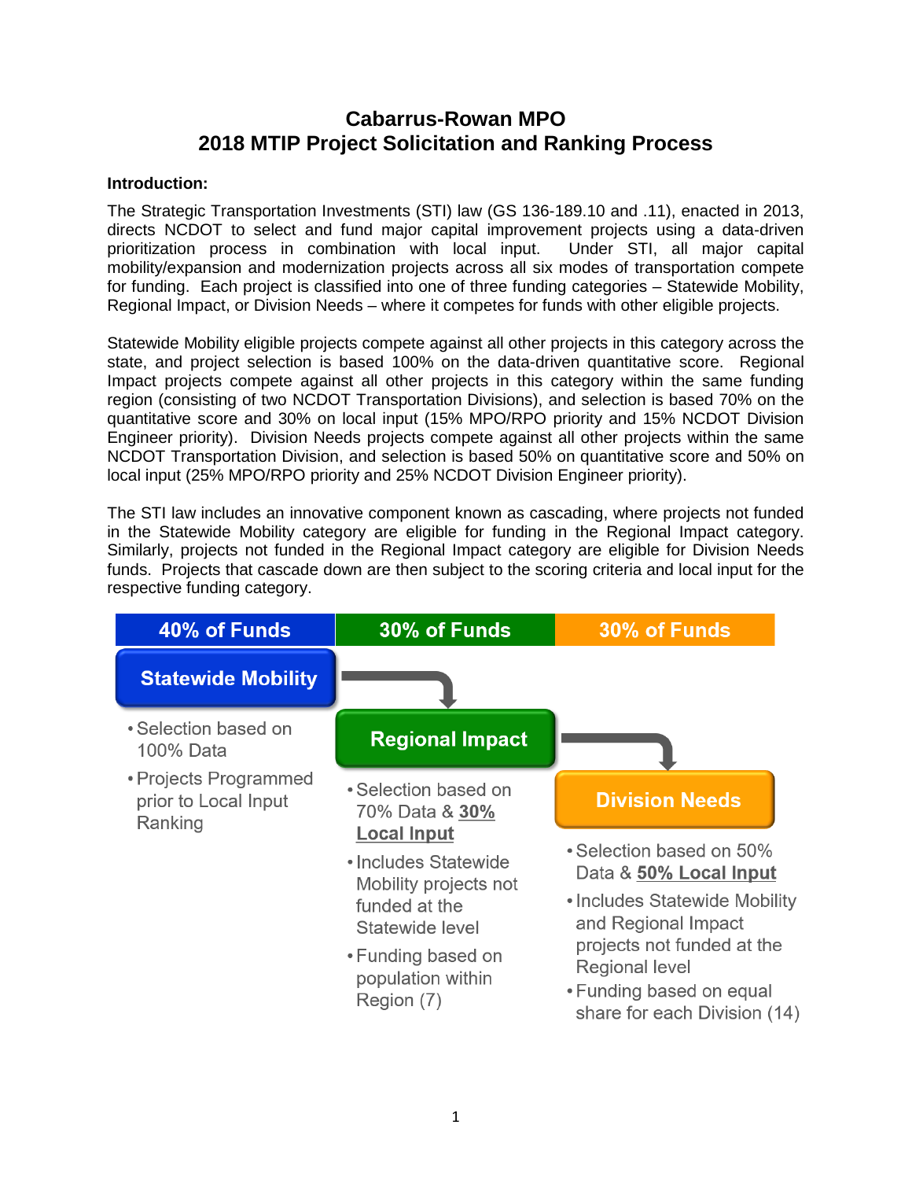# Cabarrus-Rowan MPO
# 2018 MTIP Project Solicitation and Ranking Process

**Introduction:**

The Strategic Transportation Investments (STI) law (GS 136-189.10 and .11), enacted in 2013, directs NCDOT to select and fund major capital improvement projects using a data-driven prioritization process in combination with local input. Under STI, all major capital mobility/expansion and modernization projects across all six modes of transportation compete for funding. Each project is classified into one of three funding categories – Statewide Mobility, Regional Impact, or Division Needs – where it competes for funds with other eligible projects.

Statewide Mobility eligible projects compete against all other projects in this category across the state, and project selection is based 100% on the data-driven quantitative score. Regional Impact projects compete against all other projects in this category within the same funding region (consisting of two NCDOT Transportation Divisions), and selection is based 70% on the quantitative score and 30% on local input (15% MPO/RPO priority and 15% NCDOT Division Engineer priority). Division Needs projects compete against all other projects within the same NCDOT Transportation Division, and selection is based 50% on quantitative score and 50% on local input (25% MPO/RPO priority and 25% NCDOT Division Engineer priority).

The STI law includes an innovative component known as cascading, where projects not funded in the Statewide Mobility category are eligible for funding in the Regional Impact category. Similarly, projects not funded in the Regional Impact category are eligible for Division Needs funds. Projects that cascade down are then subject to the scoring criteria and local input for the respective funding category.

| 40% of Funds | 30% of Funds | 30% of Funds |
|---|---|---|
| **Statewide Mobility** | **Regional Impact** | **Division Needs** |
| • Selection based on 100% Data<br>• Projects Programmed prior to Local Input Ranking | • Selection based on 70% Data & **30% Local Input**<br>• Includes Statewide Mobility projects not funded at the Statewide level<br>• Funding based on population within Region (7) | • Selection based on 50% Data & **50% Local Input**<br>• Includes Statewide Mobility and Regional Impact projects not funded at the Regional level<br>• Funding based on equal share for each Division (14) |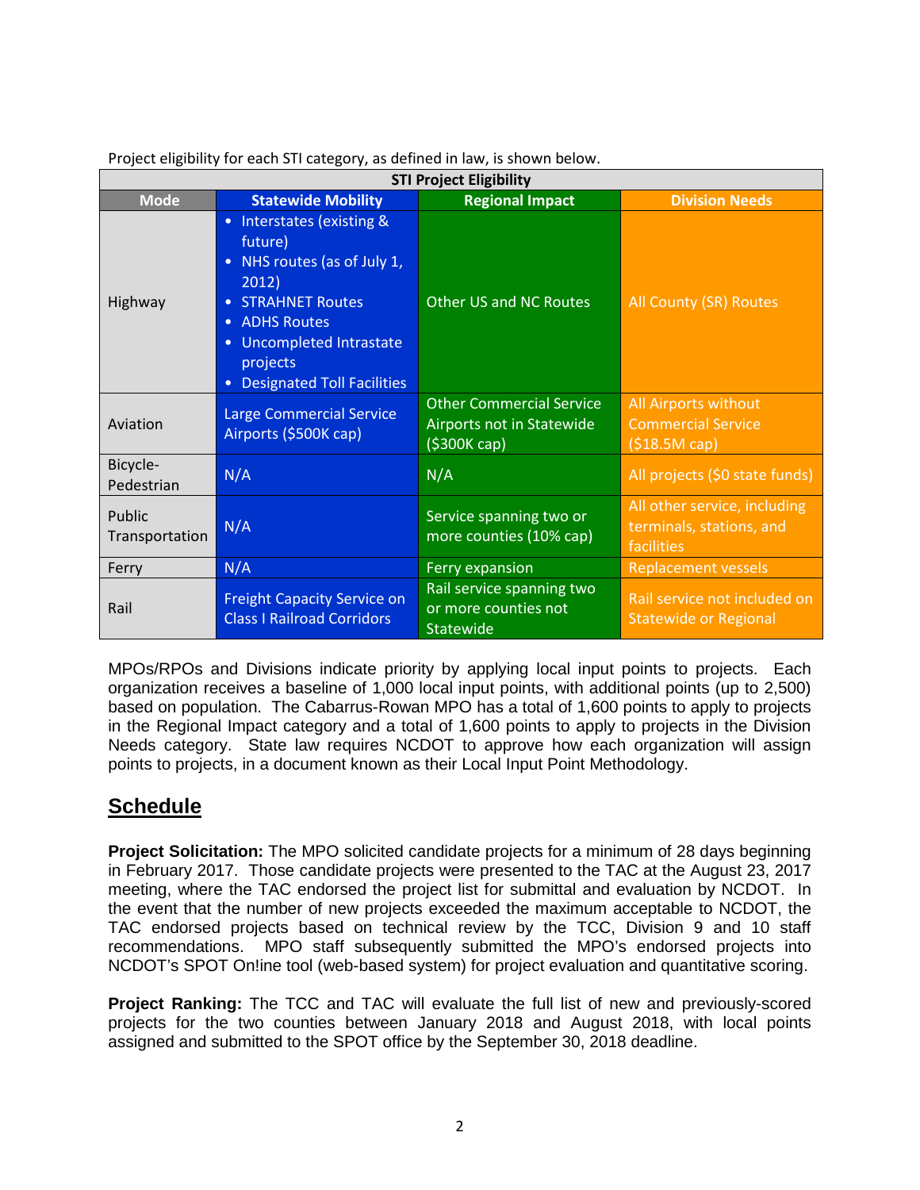Project eligibility for each STI category, as defined in law, is shown below.

| STI Project Eligibility | | | |
|---|---|---|---|
| **Mode** | **Statewide Mobility** | **Regional Impact** | **Division Needs** |
| Highway | • Interstates (existing & future)<br>• NHS routes (as of July 1, 2012)<br>• STRAHNET Routes<br>• ADHS Routes<br>• Uncompleted Intrastate projects<br>• Designated Toll Facilities | Other US and NC Routes | All County (SR) Routes |
| Aviation | Large Commercial Service Airports ($500K cap) | Other Commercial Service Airports not in Statewide ($300K cap) | All Airports without Commercial Service ($18.5M cap) |
| Bicycle-Pedestrian | N/A | N/A | All projects ($0 state funds) |
| Public Transportation | N/A | Service spanning two or more counties (10% cap) | All other service, including terminals, stations, and facilities |
| Ferry | N/A | Ferry expansion | Replacement vessels |
| Rail | Freight Capacity Service on Class I Railroad Corridors | Rail service spanning two or more counties not Statewide | Rail service not included on Statewide or Regional |

MPOs/RPOs and Divisions indicate priority by applying local input points to projects. Each organization receives a baseline of 1,000 local input points, with additional points (up to 2,500) based on population. The Cabarrus-Rowan MPO has a total of 1,600 points to apply to projects in the Regional Impact category and a total of 1,600 points to apply to projects in the Division Needs category. State law requires NCDOT to approve how each organization will assign points to projects, in a document known as their Local Input Point Methodology.

## Schedule

**Project Solicitation:** The MPO solicited candidate projects for a minimum of 28 days beginning in February 2017. Those candidate projects were presented to the TAC at the August 23, 2017 meeting, where the TAC endorsed the project list for submittal and evaluation by NCDOT. In the event that the number of new projects exceeded the maximum acceptable to NCDOT, the TAC endorsed projects based on technical review by the TCC, Division 9 and 10 staff recommendations. MPO staff subsequently submitted the MPO's endorsed projects into NCDOT's SPOT On!ine tool (web-based system) for project evaluation and quantitative scoring.

**Project Ranking:** The TCC and TAC will evaluate the full list of new and previously-scored projects for the two counties between January 2018 and August 2018, with local points assigned and submitted to the SPOT office by the September 30, 2018 deadline.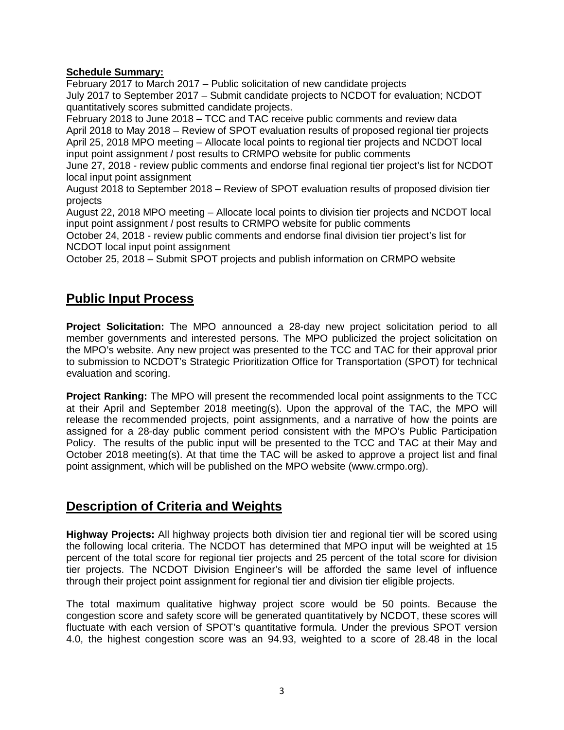**Schedule Summary:**

February 2017 to March 2017 – Public solicitation of new candidate projects
July 2017 to September 2017 – Submit candidate projects to NCDOT for evaluation; NCDOT quantitatively scores submitted candidate projects.
February 2018 to June 2018 – TCC and TAC receive public comments and review data
April 2018 to May 2018 – Review of SPOT evaluation results of proposed regional tier projects
April 25, 2018 MPO meeting – Allocate local points to regional tier projects and NCDOT local input point assignment / post results to CRMPO website for public comments
June 27, 2018 - review public comments and endorse final regional tier project's list for NCDOT local input point assignment
August 2018 to September 2018 – Review of SPOT evaluation results of proposed division tier projects
August 22, 2018 MPO meeting – Allocate local points to division tier projects and NCDOT local input point assignment / post results to CRMPO website for public comments
October 24, 2018 - review public comments and endorse final division tier project's list for NCDOT local input point assignment
October 25, 2018 – Submit SPOT projects and publish information on CRMPO website

## Public Input Process

**Project Solicitation:** The MPO announced a 28-day new project solicitation period to all member governments and interested persons. The MPO publicized the project solicitation on the MPO's website. Any new project was presented to the TCC and TAC for their approval prior to submission to NCDOT's Strategic Prioritization Office for Transportation (SPOT) for technical evaluation and scoring.

**Project Ranking:** The MPO will present the recommended local point assignments to the TCC at their April and September 2018 meeting(s). Upon the approval of the TAC, the MPO will release the recommended projects, point assignments, and a narrative of how the points are assigned for a 28-day public comment period consistent with the MPO's Public Participation Policy. The results of the public input will be presented to the TCC and TAC at their May and October 2018 meeting(s). At that time the TAC will be asked to approve a project list and final point assignment, which will be published on the MPO website (www.crmpo.org).

## Description of Criteria and Weights

**Highway Projects:** All highway projects both division tier and regional tier will be scored using the following local criteria. The NCDOT has determined that MPO input will be weighted at 15 percent of the total score for regional tier projects and 25 percent of the total score for division tier projects. The NCDOT Division Engineer's will be afforded the same level of influence through their project point assignment for regional tier and division tier eligible projects.

The total maximum qualitative highway project score would be 50 points. Because the congestion score and safety score will be generated quantitatively by NCDOT, these scores will fluctuate with each version of SPOT's quantitative formula. Under the previous SPOT version 4.0, the highest congestion score was an 94.93, weighted to a score of 28.48 in the local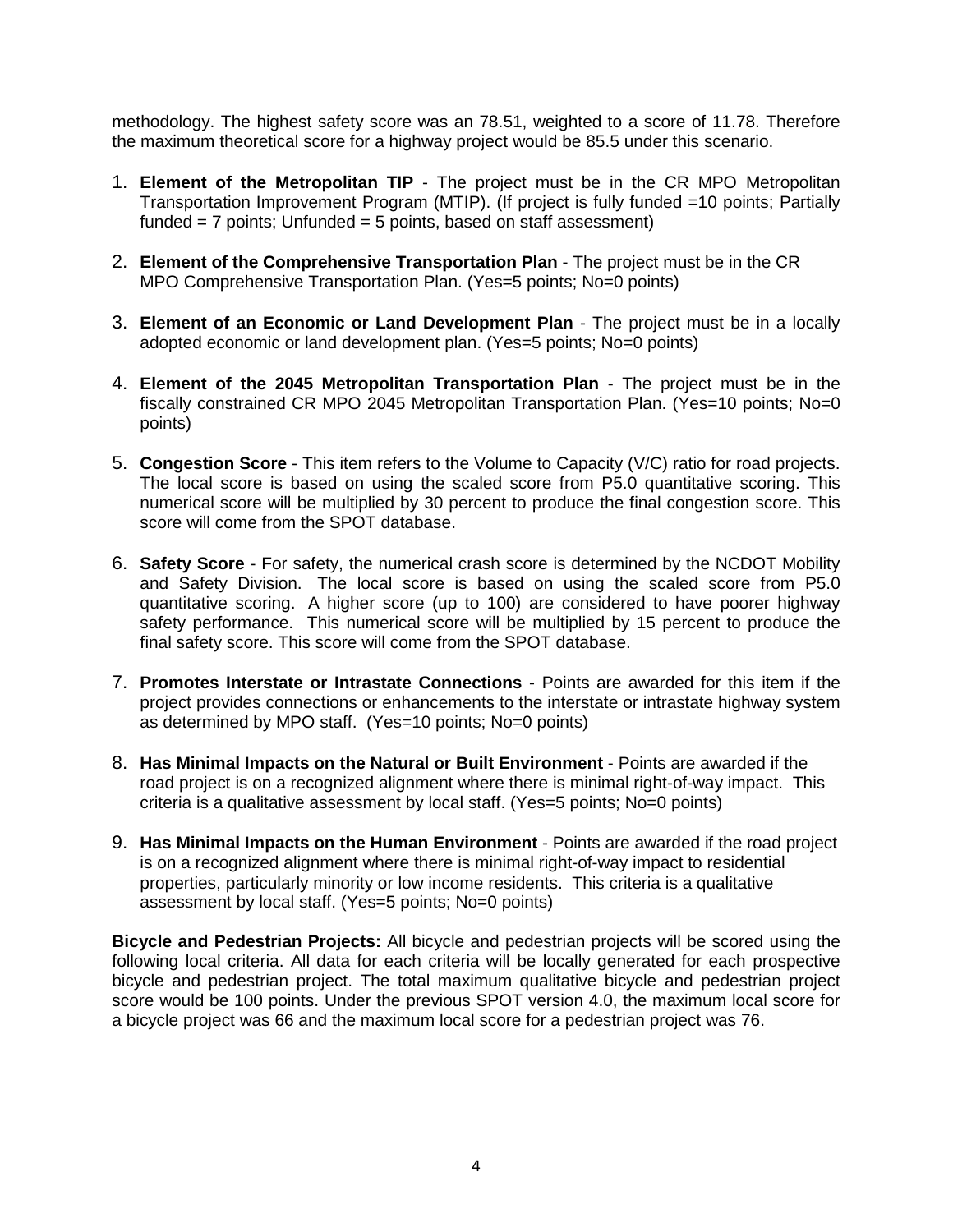methodology. The highest safety score was an 78.51, weighted to a score of 11.78. Therefore the maximum theoretical score for a highway project would be 85.5 under this scenario.

1. **Element of the Metropolitan TIP** - The project must be in the CR MPO Metropolitan Transportation Improvement Program (MTIP). (If project is fully funded =10 points; Partially funded = 7 points; Unfunded = 5 points, based on staff assessment)

2. **Element of the Comprehensive Transportation Plan** - The project must be in the CR MPO Comprehensive Transportation Plan. (Yes=5 points; No=0 points)

3. **Element of an Economic or Land Development Plan** - The project must be in a locally adopted economic or land development plan. (Yes=5 points; No=0 points)

4. **Element of the 2045 Metropolitan Transportation Plan** - The project must be in the fiscally constrained CR MPO 2045 Metropolitan Transportation Plan. (Yes=10 points; No=0 points)

5. **Congestion Score** - This item refers to the Volume to Capacity (V/C) ratio for road projects. The local score is based on using the scaled score from P5.0 quantitative scoring. This numerical score will be multiplied by 30 percent to produce the final congestion score. This score will come from the SPOT database.

6. **Safety Score** - For safety, the numerical crash score is determined by the NCDOT Mobility and Safety Division. The local score is based on using the scaled score from P5.0 quantitative scoring. A higher score (up to 100) are considered to have poorer highway safety performance. This numerical score will be multiplied by 15 percent to produce the final safety score. This score will come from the SPOT database.

7. **Promotes Interstate or Intrastate Connections** - Points are awarded for this item if the project provides connections or enhancements to the interstate or intrastate highway system as determined by MPO staff. (Yes=10 points; No=0 points)

8. **Has Minimal Impacts on the Natural or Built Environment** - Points are awarded if the road project is on a recognized alignment where there is minimal right-of-way impact. This criteria is a qualitative assessment by local staff. (Yes=5 points; No=0 points)

9. **Has Minimal Impacts on the Human Environment** - Points are awarded if the road project is on a recognized alignment where there is minimal right-of-way impact to residential properties, particularly minority or low income residents. This criteria is a qualitative assessment by local staff. (Yes=5 points; No=0 points)

**Bicycle and Pedestrian Projects:** All bicycle and pedestrian projects will be scored using the following local criteria. All data for each criteria will be locally generated for each prospective bicycle and pedestrian project. The total maximum qualitative bicycle and pedestrian project score would be 100 points. Under the previous SPOT version 4.0, the maximum local score for a bicycle project was 66 and the maximum local score for a pedestrian project was 76.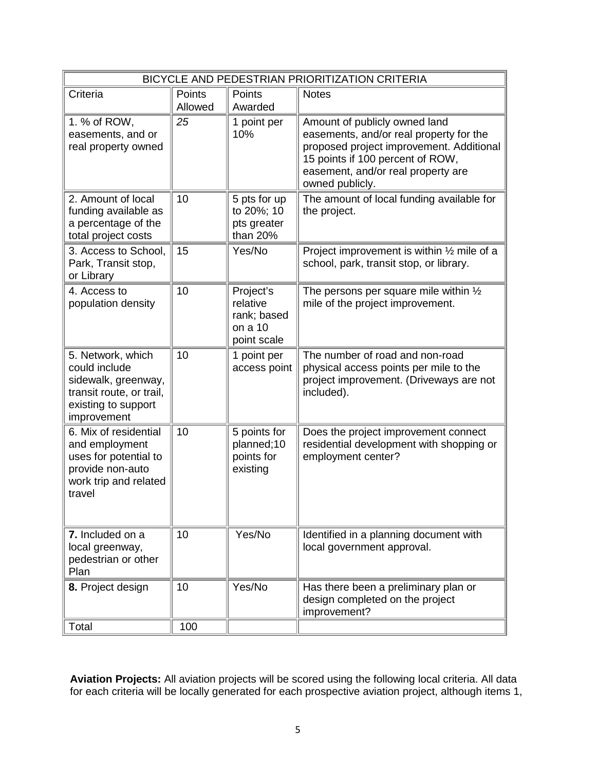| BICYCLE AND PEDESTRIAN PRIORITIZATION CRITERIA | | | |
|---|---|---|---|
| Criteria | Points Allowed | Points Awarded | Notes |
| 1. % of ROW, easements, and or real property owned | *25* | 1 point per 10% | Amount of publicly owned land easements, and/or real property for the proposed project improvement. Additional 15 points if 100 percent of ROW, easement, and/or real property are owned publicly. |
| 2. Amount of local funding available as a percentage of the total project costs | 10 | 5 pts for up to 20%; 10 pts greater than 20% | The amount of local funding available for the project. |
| 3. Access to School, Park, Transit stop, or Library | 15 | Yes/No | Project improvement is within ½ mile of a school, park, transit stop, or library. |
| 4. Access to population density | 10 | Project's relative rank; based on a 10 point scale | The persons per square mile within ½ mile of the project improvement. |
| 5. Network, which could include sidewalk, greenway, transit route, or trail, existing to support improvement | 10 | 1 point per access point | The number of road and non-road physical access points per mile to the project improvement. (Driveways are not included). |
| 6. Mix of residential and employment uses for potential to provide non-auto work trip and related travel | 10 | 5 points for planned;10 points for existing | Does the project improvement connect residential development with shopping or employment center? |
| **7.** Included on a local greenway, pedestrian or other Plan | 10 | Yes/No | Identified in a planning document with local government approval. |
| **8.** Project design | 10 | Yes/No | Has there been a preliminary plan or design completed on the project improvement? |
| Total | 100 | | |

**Aviation Projects:** All aviation projects will be scored using the following local criteria. All data for each criteria will be locally generated for each prospective aviation project, although items 1,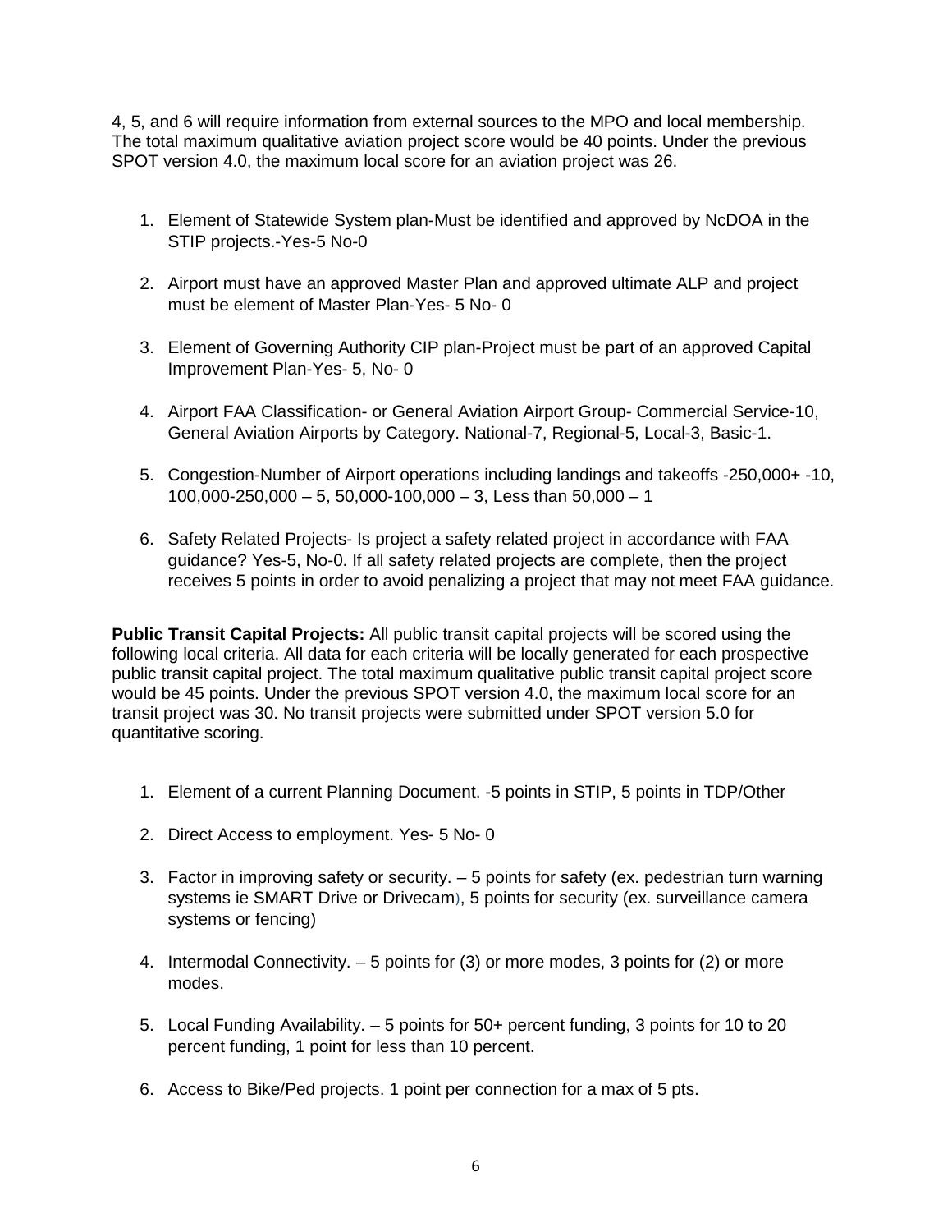4, 5, and 6 will require information from external sources to the MPO and local membership. The total maximum qualitative aviation project score would be 40 points. Under the previous SPOT version 4.0, the maximum local score for an aviation project was 26.

1. Element of Statewide System plan-Must be identified and approved by NcDOA in the STIP projects.-Yes-5 No-0

2. Airport must have an approved Master Plan and approved ultimate ALP and project must be element of Master Plan-Yes- 5 No- 0

3. Element of Governing Authority CIP plan-Project must be part of an approved Capital Improvement Plan-Yes- 5, No- 0

4. Airport FAA Classification- or General Aviation Airport Group- Commercial Service-10, General Aviation Airports by Category. National-7, Regional-5, Local-3, Basic-1.

5. Congestion-Number of Airport operations including landings and takeoffs -250,000+ -10, 100,000-250,000 – 5, 50,000-100,000 – 3, Less than 50,000 – 1

6. Safety Related Projects- Is project a safety related project in accordance with FAA guidance? Yes-5, No-0. If all safety related projects are complete, then the project receives 5 points in order to avoid penalizing a project that may not meet FAA guidance.

**Public Transit Capital Projects:** All public transit capital projects will be scored using the following local criteria. All data for each criteria will be locally generated for each prospective public transit capital project. The total maximum qualitative public transit capital project score would be 45 points. Under the previous SPOT version 4.0, the maximum local score for an transit project was 30. No transit projects were submitted under SPOT version 5.0 for quantitative scoring.

1. Element of a current Planning Document. -5 points in STIP, 5 points in TDP/Other

2. Direct Access to employment. Yes- 5 No- 0

3. Factor in improving safety or security. – 5 points for safety (ex. pedestrian turn warning systems ie SMART Drive or Drivecam), 5 points for security (ex. surveillance camera systems or fencing)

4. Intermodal Connectivity. – 5 points for (3) or more modes, 3 points for (2) or more modes.

5. Local Funding Availability. – 5 points for 50+ percent funding, 3 points for 10 to 20 percent funding, 1 point for less than 10 percent.

6. Access to Bike/Ped projects. 1 point per connection for a max of 5 pts.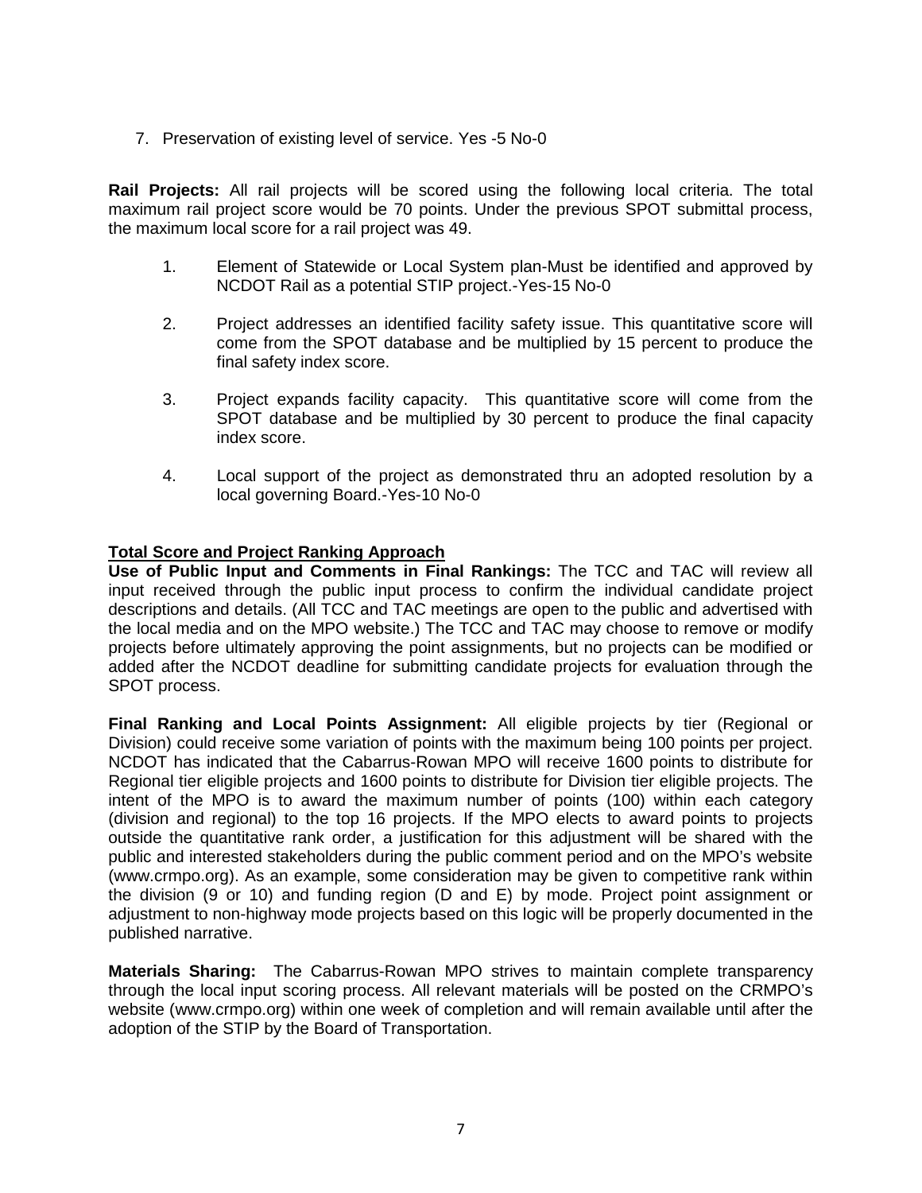7. Preservation of existing level of service. Yes -5 No-0

**Rail Projects:** All rail projects will be scored using the following local criteria. The total maximum rail project score would be 70 points. Under the previous SPOT submittal process, the maximum local score for a rail project was 49.

1. Element of Statewide or Local System plan-Must be identified and approved by NCDOT Rail as a potential STIP project.-Yes-15 No-0
2. Project addresses an identified facility safety issue. This quantitative score will come from the SPOT database and be multiplied by 15 percent to produce the final safety index score.
3. Project expands facility capacity. This quantitative score will come from the SPOT database and be multiplied by 30 percent to produce the final capacity index score.
4. Local support of the project as demonstrated thru an adopted resolution by a local governing Board.-Yes-10 No-0

## Total Score and Project Ranking Approach

**Use of Public Input and Comments in Final Rankings:** The TCC and TAC will review all input received through the public input process to confirm the individual candidate project descriptions and details. (All TCC and TAC meetings are open to the public and advertised with the local media and on the MPO website.) The TCC and TAC may choose to remove or modify projects before ultimately approving the point assignments, but no projects can be modified or added after the NCDOT deadline for submitting candidate projects for evaluation through the SPOT process.

**Final Ranking and Local Points Assignment:** All eligible projects by tier (Regional or Division) could receive some variation of points with the maximum being 100 points per project. NCDOT has indicated that the Cabarrus-Rowan MPO will receive 1600 points to distribute for Regional tier eligible projects and 1600 points to distribute for Division tier eligible projects. The intent of the MPO is to award the maximum number of points (100) within each category (division and regional) to the top 16 projects. If the MPO elects to award points to projects outside the quantitative rank order, a justification for this adjustment will be shared with the public and interested stakeholders during the public comment period and on the MPO's website (www.crmpo.org). As an example, some consideration may be given to competitive rank within the division (9 or 10) and funding region (D and E) by mode. Project point assignment or adjustment to non-highway mode projects based on this logic will be properly documented in the published narrative.

**Materials Sharing:** The Cabarrus-Rowan MPO strives to maintain complete transparency through the local input scoring process. All relevant materials will be posted on the CRMPO's website (www.crmpo.org) within one week of completion and will remain available until after the adoption of the STIP by the Board of Transportation.